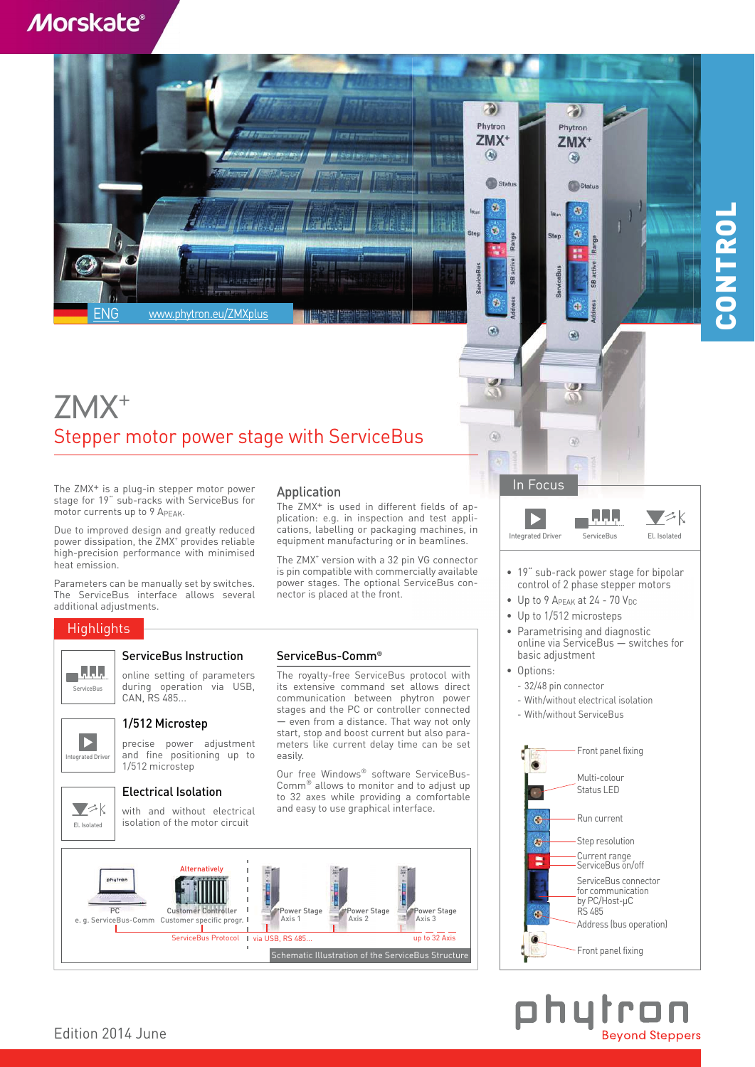# ZMX+

## Stepper motor power stage with ServiceBus

The ZMX+ is a plug-in stepper motor power stage for 19" sub-racks with ServiceBus for motor currents up to 9 $A_{PEAK}$.

Due to improved design and greatly reduced power dissipation, the ZMX+ provides reliable high-precision performance with minimised heat emission.

Parameters can be manually set by switches. The ServiceBus interface allows several additional adjustments.

### Application

The ZMX+ is used in different fields of application: e.g. in inspection and test applications, labelling or packaging machines, in equipment manufacturing or in beamlines.

The ZMX+ version with a 32 pin VG connector is pin compatible with commercially available power stages. The optional ServiceBus connector is placed at the front.

## Highlights

### ServiceBus Instruction

online setting of parameters during operation via USB, CAN, RS 485...

### 1/512 Microstep

precise power adjustment and fine positioning up to 1/512 microstep

### Electrical Isolation

with and without electrical isolation of the motor circuit

### ServiceBus-Comm®

The royalty-free ServiceBus protocol with its extensive command set allows direct communication between phytron power stages and the PC or controller connected — even from a distance. That way not only start, stop and boost current but also parameters like current delay time can be set easily.

Our free Windows® software ServiceBus-Comm® allows to monitor and to adjust up to 32 axes while providing a comfortable and easy to use graphical interface.

PC e. g. ServiceBus-Comm — Alternatively: Customer Controller, Customer specific progr. — ServiceBus Protocol — via USB, RS 485... — Power Stage Axis 1 — Power Stage Axis 2 — Power Stage Axis 3 — up to 32 Axis

Schematic Illustration of the ServiceBus Structure

## In Focus

Integrated Driver — ServiceBus — El. Isolated

- 19" sub-rack power stage for bipolar control of 2 phase stepper motors
- Up to 9 $A_{PEAK}$ at 24 - 70 $V_{DC}$
- Up to 1/512 microsteps
- Parametrising and diagnostic online via ServiceBus — switches for basic adjustment
- Options:
  - 32/48 pin connector
  - With/without electrical isolation
  - With/without ServiceBus

Front panel fixing — Multi-colour Status LED — Run current — Step resolution — Current range ServiceBus on/off — ServiceBus connector for communication by PC/Host-µC RS 485 — Address (bus operation) — Front panel fixing

Edition 2014 June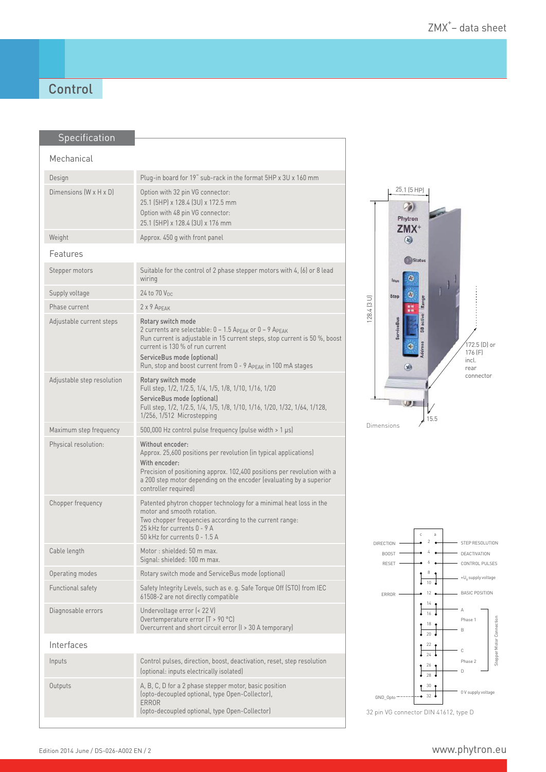# Control

## Specification

### Mechanical

| | |
|---|---|
| Design | Plug-in board for 19" sub-rack in the format 5HP x 3U x 160 mm |
| Dimensions (W x H x D) | Option with 32 pin VG connector: 25.1 (5HP) x 128.4 (3U) x 172.5 mm<br>Option with 48 pin VG connector: 25.1 (5HP) x 128.4 (3U) x 176 mm |
| Weight | Approx. 450 g with front panel |

### Features

| | |
|---|---|
| Stepper motors | Suitable for the control of 2 phase stepper motors with 4, (6) or 8 lead wiring |
| Supply voltage | 24 to 70 $V_{DC}$ |
| Phase current | 2 x 9 $A_{PEAK}$ |
| Adjustable current steps | **Rotary switch mode**<br>2 currents are selectable: 0 – 1.5 $A_{PEAK}$ or 0 – 9 $A_{PEAK}$<br>Run current is adjustable in 15 current steps, stop current is 50 %, boost current is 130 % of run current<br>**ServiceBus mode (optional)**<br>Run, stop and boost current from 0 - 9 $A_{PEAK}$ in 100 mA stages |
| Adjustable step resolution | **Rotary switch mode**<br>Full step, 1/2, 1/2.5, 1/4, 1/5, 1/8, 1/10, 1/16, 1/20<br>**ServiceBus mode (optional)**<br>Full step, 1/2, 1/2.5, 1/4, 1/5, 1/8, 1/10, 1/16, 1/20, 1/32, 1/64, 1/128, 1/256, 1/512 Microstepping |
| Maximum step frequency | 500,000 Hz control pulse frequency (pulse width > 1 µs) |
| Physical resolution: | **Without encoder:**<br>Approx. 25,600 positions per revolution (in typical applications)<br>**With encoder:**<br>Precision of positioning approx. 102,400 positions per revolution with a a 200 step motor depending on the encoder (evaluating by a superior controller required) |
| Chopper frequency | Patented phytron chopper technology for a minimal heat loss in the motor and smooth rotation.<br>Two chopper frequencies according to the current range:<br>25 kHz for currents 0 - 9 A<br>50 kHz for currents 0 - 1.5 A |
| Cable length | Motor : shielded: 50 m max.<br>Signal: shielded: 100 m max. |
| Operating modes | Rotary switch mode and ServiceBus mode (optional) |
| Functional safety | Safety Integrity Levels, such as e. g. Safe Torque Off (STO) from IEC 61508-2 are not directly compatible |
| Diagnosable errors | Undervoltage error (< 22 V)<br>Overtemperature error (T > 90 °C)<br>Overcurrent and short circuit error (I > 30 A temporary) |

### Interfaces

| | |
|---|---|
| Inputs | Control pulses, direction, boost, deactivation, reset, step resolution (optional: inputs electrically isolated) |
| Outputs | A, B, C, D for a 2 phase stepper motor, basic position (opto-decoupled optional, type Open-Collector),<br>ERROR<br>(opto-decoupled optional, type Open-Collector) |

Dimensions: 25.1 (5 HP); 128.4 (3 U); 172.5 (D) or 176 (F) incl. rear connector; 15.5

32 pin VG connector DIN 41612, type D

| Signal (c) | Pin c | Pin a | Signal (a) |
|---|---|---|---|
| DIRECTION | 2 | 2 | STEP RESOLUTION |
| BOOST | 4 | 4 | DEACTIVATION |
| RESET | 6 | 6 | CONTROL PULSES |
| | 8 / 10 | 8 / 10 | $+U_B$ supply voltage |
| ERROR | 12 | 12 | BASIC POSITION |
| | 14 / 16 | 14 / 16 | A (Phase 1) |
| | 18 / 20 | 18 / 20 | B (Phase 1) |
| | 22 / 24 | 22 / 24 | C (Phase 2) |
| | 26 / 28 | 26 / 28 | D (Phase 2) |
| GND_Opto | 30 / 32 | 30 / 32 | 0 V supply voltage |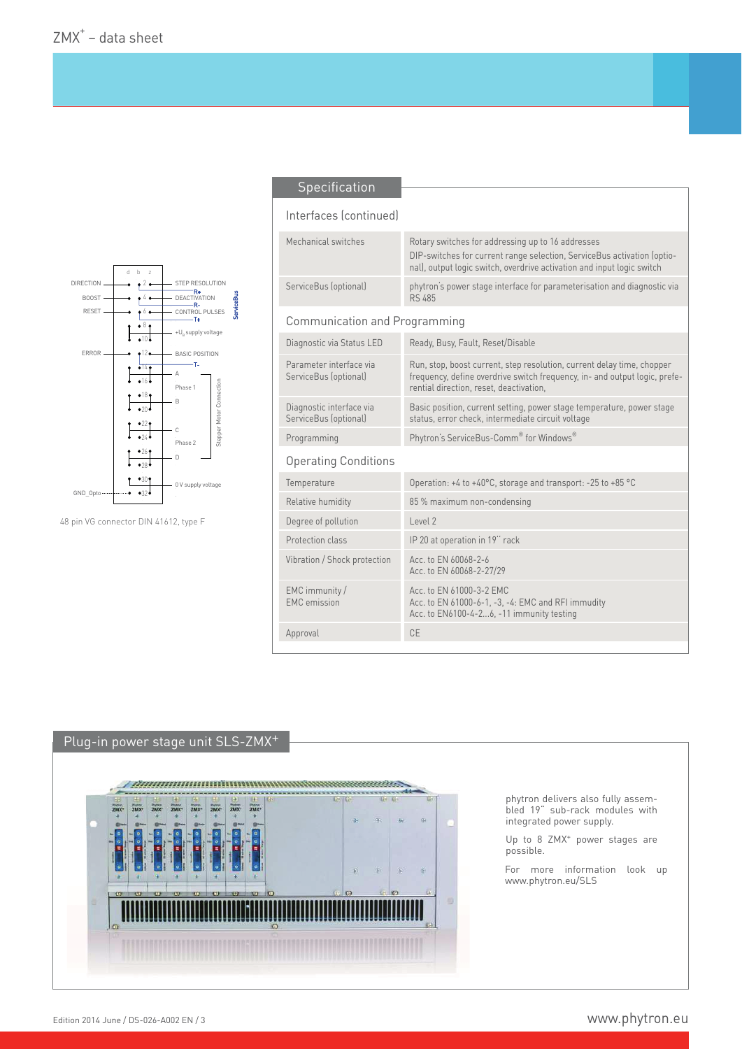DIRECTION
BOOST
RESET
ERROR
GND_Opto

STEP RESOLUTION
DEACTIVATION
CONTROL PULSES
+U supply voltage
BASIC POSITION
A
Phase 1
B
C
Phase 2
D
0 V supply voltage

48 pin VG connector DIN 41612, type F

## Specification

### Interfaces (continued)

| | |
|---|---|
| Mechanical switches | Rotary switches for addressing up to 16 addresses<br>DIP-switches for current range selection, ServiceBus activation (optional), output logic switch, overdrive activation and input logic switch |
| ServiceBus (optional) | phytron's power stage interface for parameterisation and diagnostic via RS 485 |

### Communication and Programming

| | |
|---|---|
| Diagnostic via Status LED | Ready, Busy, Fault, Reset/Disable |
| Parameter interface via ServiceBus (optional) | Run, stop, boost current, step resolution, current delay time, chopper frequency, define overdrive switch frequency, in- and output logic, preferential direction, reset, deactivation, |
| Diagnostic interface via ServiceBus (optional) | Basic position, current setting, power stage temperature, power stage status, error check, intermediate circuit voltage |
| Programming | Phytron's ServiceBus-Comm® for Windows® |

### Operating Conditions

| | |
|---|---|
| Temperature | Operation: +4 to +40°C, storage and transport: -25 to +85 °C |
| Relative humidity | 85 % maximum non-condensing |
| Degree of pollution | Level 2 |
| Protection class | IP 20 at operation in 19'' rack |
| Vibration / Shock protection | Acc. to EN 60068-2-6<br>Acc. to EN 60068-2-27/29 |
| EMC immunity / EMC emission | Acc. to EN 61000-3-2 EMC<br>Acc. to EN 61000-6-1, -3, -4: EMC and RFI immudity<br>Acc. to EN6100-4-2...6, -11 immunity testing |
| Approval | CE |

## Plug-in power stage unit SLS-ZMX+

phytron delivers also fully assembled 19" sub-rack modules with integrated power supply.

Up to 8 ZMX+ power stages are possible.

For more information look up www.phytron.eu/SLS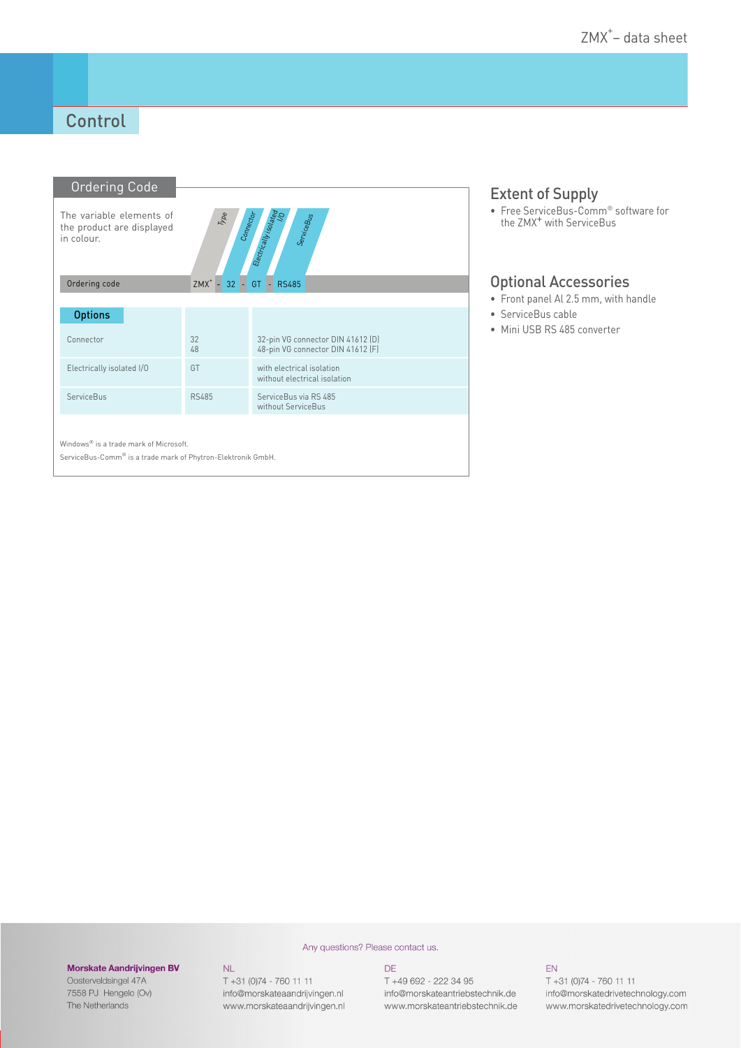# Control

## Ordering Code

The variable elements of the product are displayed in colour.

| | Type | Connector | Electrically isolated I/O | ServiceBus |
|---|---|---|---|---|
| Ordering code | ZMX⁺ | 32 | GT | RS485 |

### Options

| | | |
|---|---|---|
| Connector | 32<br>48 | 32-pin VG connector DIN 41612 (D)<br>48-pin VG connector DIN 41612 (F) |
| Electrically isolated I/O | GT | with electrical isolation<br>without electrical isolation |
| ServiceBus | RS485 | ServiceBus via RS 485<br>without ServiceBus |

Windows® is a trade mark of Microsoft.

ServiceBus-Comm® is a trade mark of Phytron-Elektronik GmbH.

## Extent of Supply

- Free ServiceBus-Comm® software for the ZMX⁺ with ServiceBus

## Optional Accessories

- Front panel Al 2.5 mm, with handle
- ServiceBus cable
- Mini USB RS 485 converter

Any questions? Please contact us.

**Morskate Aandrijvingen BV**
Oosterveldsingel 47A
7558 PJ Hengelo (Ov)
The Netherlands

NL
T +31 (0)74 - 760 11 11
info@morskateaandrijvingen.nl
www.morskateaandrijvingen.nl

DE
T +49 692 - 222 34 95
info@morskateantriebstechnik.de
www.morskateantriebstechnik.de

EN
T +31 (0)74 - 760 11 11
info@morskatedrivetechnology.com
www.morskatedrivetechnology.com